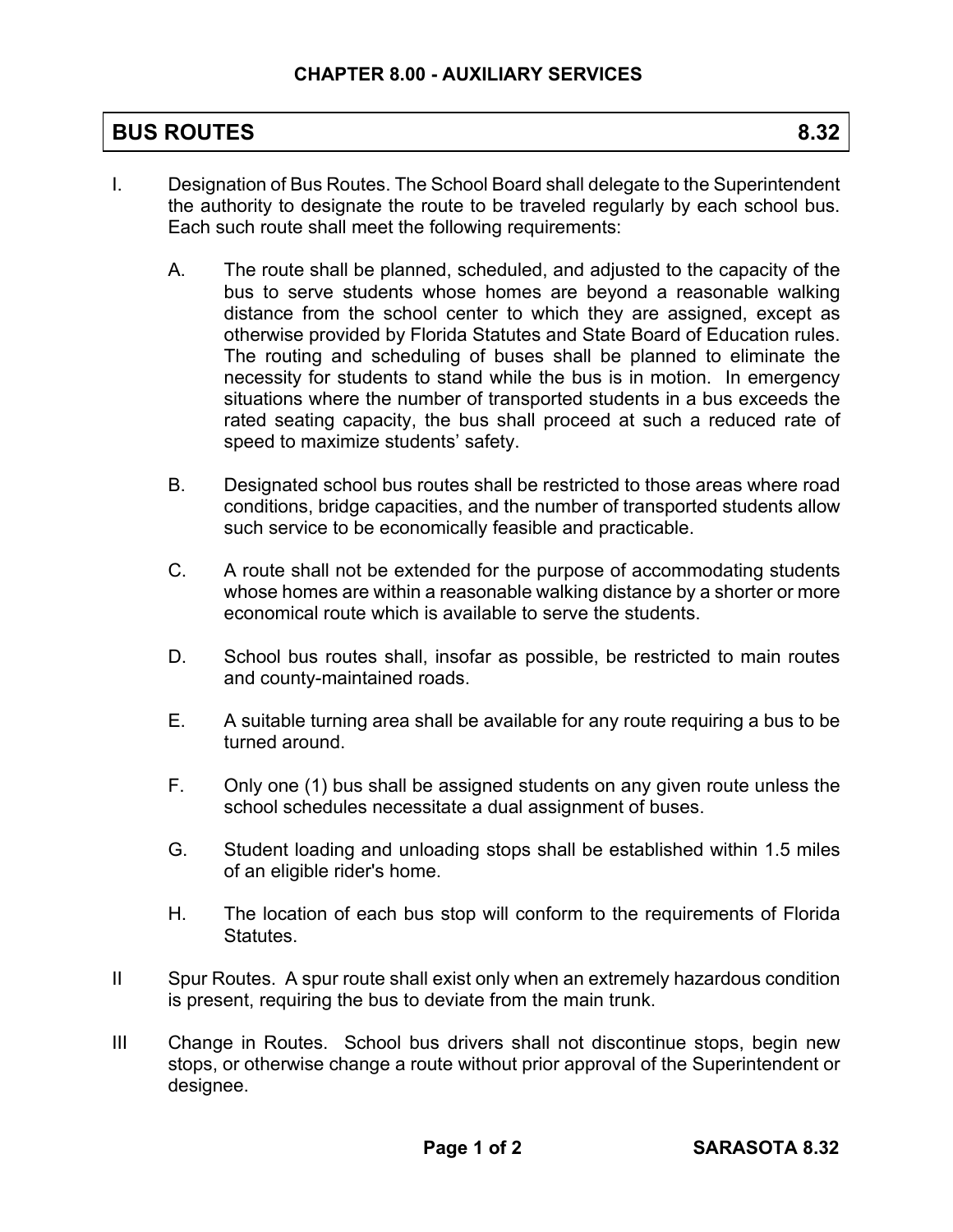# CHAPTER 8.00 - AUXILIARY SERVICES

## BUS ROUTES 8.32

I. Designation of Bus Routes. The School Board shall delegate to the Superintendent the authority to designate the route to be traveled regularly by each school bus. Each such route shall meet the following requirements:

   A. The route shall be planned, scheduled, and adjusted to the capacity of the bus to serve students whose homes are beyond a reasonable walking distance from the school center to which they are assigned, except as otherwise provided by Florida Statutes and State Board of Education rules. The routing and scheduling of buses shall be planned to eliminate the necessity for students to stand while the bus is in motion. In emergency situations where the number of transported students in a bus exceeds the rated seating capacity, the bus shall proceed at such a reduced rate of speed to maximize students' safety.

   B. Designated school bus routes shall be restricted to those areas where road conditions, bridge capacities, and the number of transported students allow such service to be economically feasible and practicable.

   C. A route shall not be extended for the purpose of accommodating students whose homes are within a reasonable walking distance by a shorter or more economical route which is available to serve the students.

   D. School bus routes shall, insofar as possible, be restricted to main routes and county-maintained roads.

   E. A suitable turning area shall be available for any route requiring a bus to be turned around.

   F. Only one (1) bus shall be assigned students on any given route unless the school schedules necessitate a dual assignment of buses.

   G. Student loading and unloading stops shall be established within 1.5 miles of an eligible rider's home.

   H. The location of each bus stop will conform to the requirements of Florida Statutes.

II Spur Routes. A spur route shall exist only when an extremely hazardous condition is present, requiring the bus to deviate from the main trunk.

III Change in Routes. School bus drivers shall not discontinue stops, begin new stops, or otherwise change a route without prior approval of the Superintendent or designee.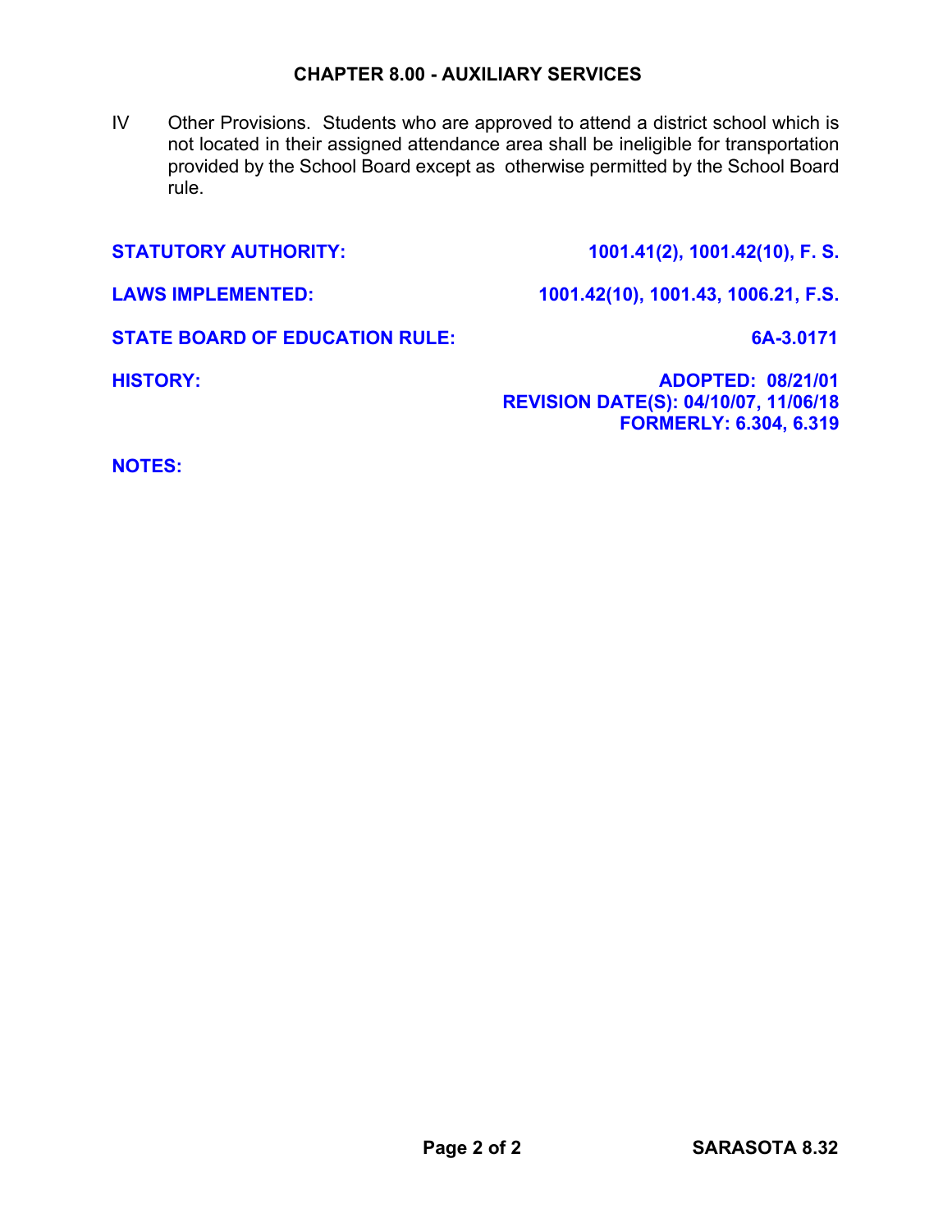IV Other Provisions. Students who are approved to attend a district school which is not located in their assigned attendance area shall be ineligible for transportation provided by the School Board except as otherwise permitted by the School Board rule.

**STATUTORY AUTHORITY:** **1001.41(2), 1001.42(10), F. S.**

**LAWS IMPLEMENTED:** **1001.42(10), 1001.43, 1006.21, F.S.**

**STATE BOARD OF EDUCATION RULE:** **6A-3.0171**

**HISTORY:** **ADOPTED: 08/21/01**
**REVISION DATE(S): 04/10/07, 11/06/18**
**FORMERLY: 6.304, 6.319**

**NOTES:**